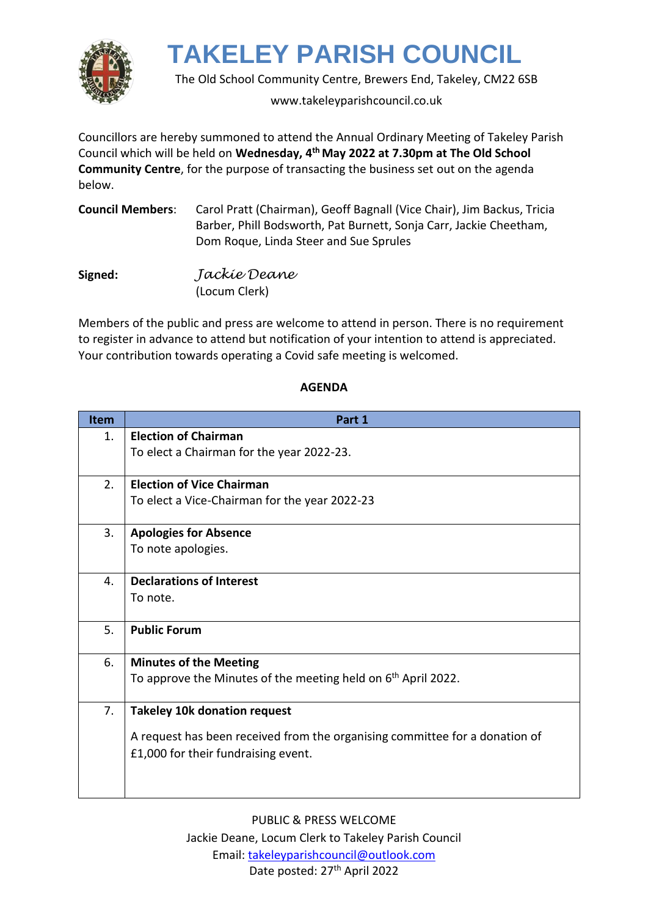# TAKELEY PARISH COUNCIL

The Old School Community Centre, Brewers End, Takeley, CM22 6SB

www.takeleyparishcouncil.co.uk

Councillors are hereby summoned to attend the Annual Ordinary Meeting of Takeley Parish Council which will be held on **Wednesday, 4th May 2022 at 7.30pm at The Old School Community Centre**, for the purpose of transacting the business set out on the agenda below.

**Council Members**: Carol Pratt (Chairman), Geoff Bagnall (Vice Chair), Jim Backus, Tricia Barber, Phill Bodsworth, Pat Burnett, Sonja Carr, Jackie Cheetham, Dom Roque, Linda Steer and Sue Sprules

**Signed:** *Jackie Deane*
(Locum Clerk)

Members of the public and press are welcome to attend in person. There is no requirement to register in advance to attend but notification of your intention to attend is appreciated. Your contribution towards operating a Covid safe meeting is welcomed.

**AGENDA**

| Item | Part 1 |
|---|---|
| 1. | **Election of Chairman**<br>To elect a Chairman for the year 2022-23. |
| 2. | **Election of Vice Chairman**<br>To elect a Vice-Chairman for the year 2022-23 |
| 3. | **Apologies for Absence**<br>To note apologies. |
| 4. | **Declarations of Interest**<br>To note. |
| 5. | **Public Forum** |
| 6. | **Minutes of the Meeting**<br>To approve the Minutes of the meeting held on 6th April 2022. |
| 7. | **Takeley 10k donation request**<br>A request has been received from the organising committee for a donation of £1,000 for their fundraising event. |

PUBLIC & PRESS WELCOME
Jackie Deane, Locum Clerk to Takeley Parish Council
Email: takeleyparishcouncil@outlook.com
Date posted: 27th April 2022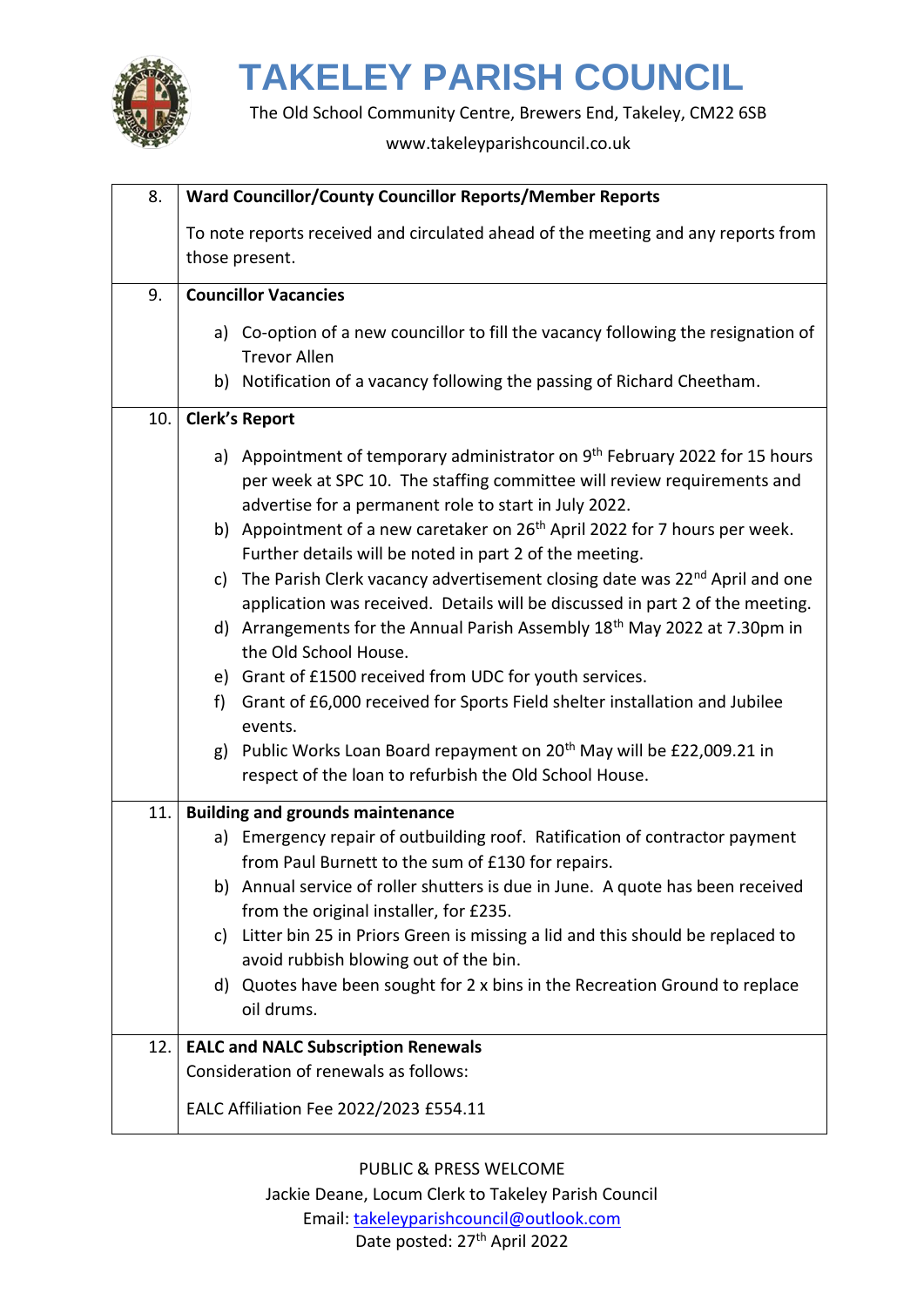# TAKELEY PARISH COUNCIL

The Old School Community Centre, Brewers End, Takeley, CM22 6SB

www.takeleyparishcouncil.co.uk

| | |
|---|---|
| 8. | **Ward Councillor/County Councillor Reports/Member Reports**<br><br>To note reports received and circulated ahead of the meeting and any reports from those present. |
| 9. | **Councillor Vacancies**<br><br>a) Co-option of a new councillor to fill the vacancy following the resignation of Trevor Allen<br>b) Notification of a vacancy following the passing of Richard Cheetham. |
| 10. | **Clerk's Report**<br><br>a) Appointment of temporary administrator on 9th February 2022 for 15 hours per week at SPC 10. The staffing committee will review requirements and advertise for a permanent role to start in July 2022.<br>b) Appointment of a new caretaker on 26th April 2022 for 7 hours per week. Further details will be noted in part 2 of the meeting.<br>c) The Parish Clerk vacancy advertisement closing date was 22nd April and one application was received. Details will be discussed in part 2 of the meeting.<br>d) Arrangements for the Annual Parish Assembly 18th May 2022 at 7.30pm in the Old School House.<br>e) Grant of £1500 received from UDC for youth services.<br>f) Grant of £6,000 received for Sports Field shelter installation and Jubilee events.<br>g) Public Works Loan Board repayment on 20th May will be £22,009.21 in respect of the loan to refurbish the Old School House. |
| 11. | **Building and grounds maintenance**<br>a) Emergency repair of outbuilding roof. Ratification of contractor payment from Paul Burnett to the sum of £130 for repairs.<br>b) Annual service of roller shutters is due in June. A quote has been received from the original installer, for £235.<br>c) Litter bin 25 in Priors Green is missing a lid and this should be replaced to avoid rubbish blowing out of the bin.<br>d) Quotes have been sought for 2 x bins in the Recreation Ground to replace oil drums. |
| 12. | **EALC and NALC Subscription Renewals**<br>Consideration of renewals as follows:<br><br>EALC Affiliation Fee 2022/2023 £554.11 |

PUBLIC & PRESS WELCOME

Jackie Deane, Locum Clerk to Takeley Parish Council

Email: takeleyparishcouncil@outlook.com

Date posted: 27th April 2022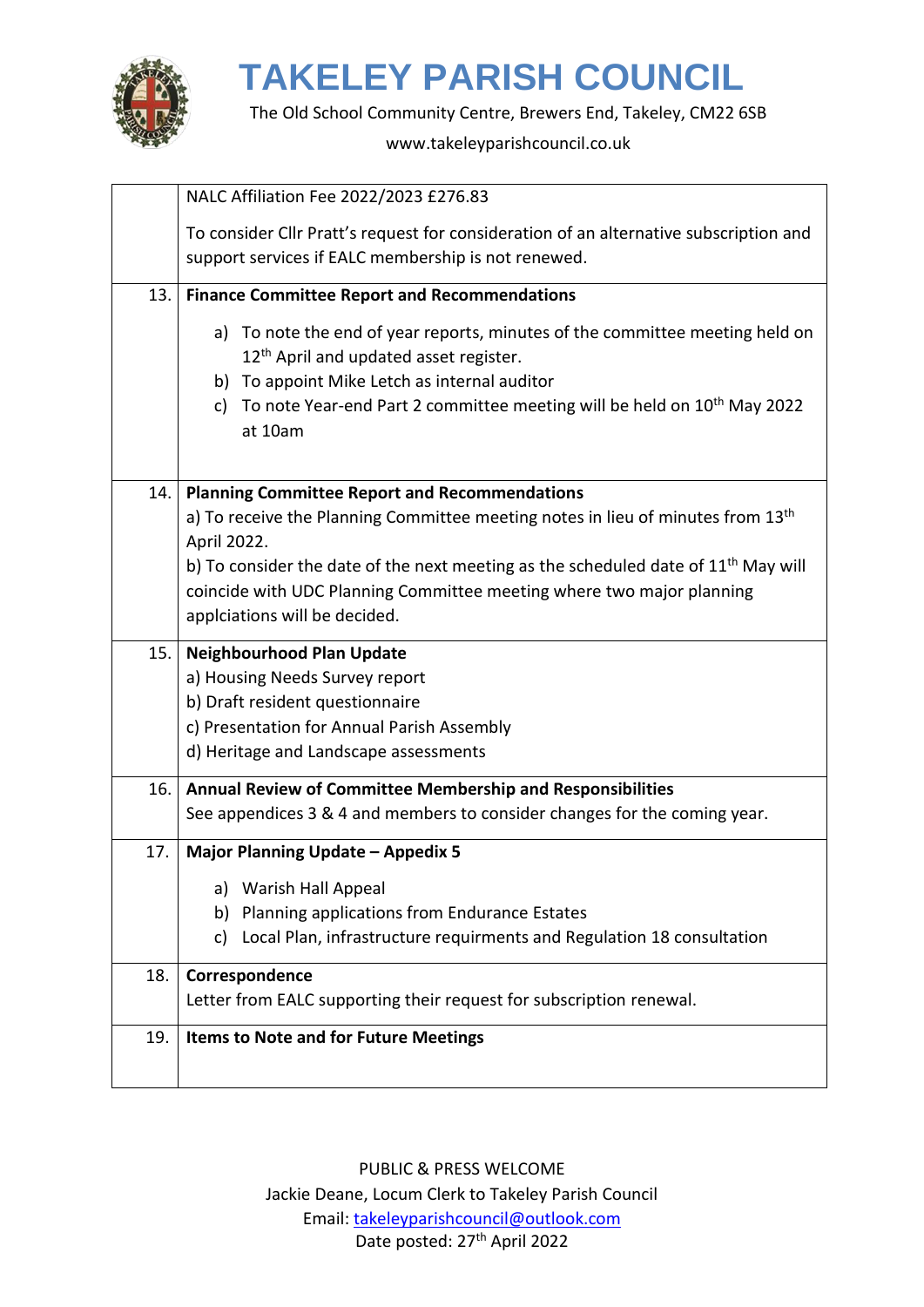# TAKELEY PARISH COUNCIL

The Old School Community Centre, Brewers End, Takeley, CM22 6SB

www.takeleyparishcouncil.co.uk

| | |
|---|---|
| | NALC Affiliation Fee 2022/2023 £276.83<br><br>To consider Cllr Pratt's request for consideration of an alternative subscription and support services if EALC membership is not renewed. |
| 13. | **Finance Committee Report and Recommendations**<br><br>a) To note the end of year reports, minutes of the committee meeting held on 12th April and updated asset register.<br>b) To appoint Mike Letch as internal auditor<br>c) To note Year-end Part 2 committee meeting will be held on 10th May 2022 at 10am |
| 14. | **Planning Committee Report and Recommendations**<br>a) To receive the Planning Committee meeting notes in lieu of minutes from 13th April 2022.<br>b) To consider the date of the next meeting as the scheduled date of 11th May will coincide with UDC Planning Committee meeting where two major planning applciations will be decided. |
| 15. | **Neighbourhood Plan Update**<br>a) Housing Needs Survey report<br>b) Draft resident questionnaire<br>c) Presentation for Annual Parish Assembly<br>d) Heritage and Landscape assessments |
| 16. | **Annual Review of Committee Membership and Responsibilities**<br>See appendices 3 & 4 and members to consider changes for the coming year. |
| 17. | **Major Planning Update – Appedix 5**<br><br>a) Warish Hall Appeal<br>b) Planning applications from Endurance Estates<br>c) Local Plan, infrastructure requirments and Regulation 18 consultation |
| 18. | **Correspondence**<br>Letter from EALC supporting their request for subscription renewal. |
| 19. | **Items to Note and for Future Meetings** |

PUBLIC & PRESS WELCOME

Jackie Deane, Locum Clerk to Takeley Parish Council

Email: takeleyparishcouncil@outlook.com

Date posted: 27th April 2022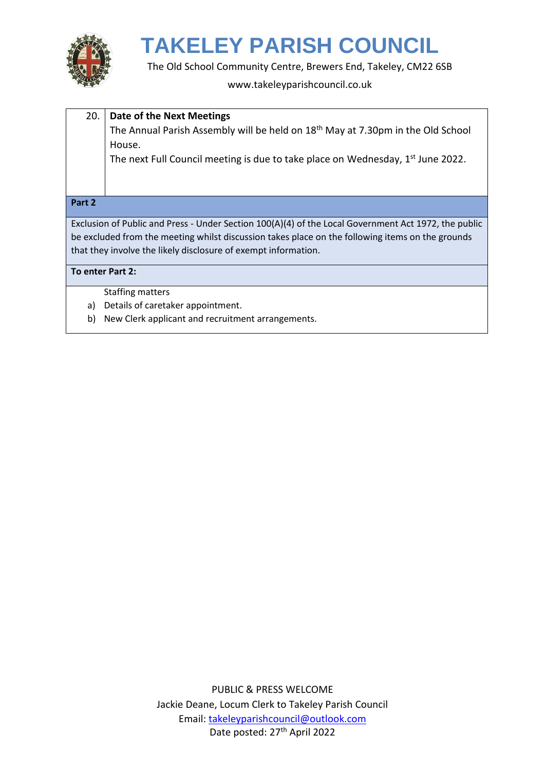# TAKELEY PARISH COUNCIL

The Old School Community Centre, Brewers End, Takeley, CM22 6SB

www.takeleyparishcouncil.co.uk

| | |
|---|---|
| 20. | **Date of the Next Meetings**<br>The Annual Parish Assembly will be held on 18th May at 7.30pm in the Old School House.<br>The next Full Council meeting is due to take place on Wednesday, 1st June 2022. |

**Part 2**

Exclusion of Public and Press - Under Section 100(A)(4) of the Local Government Act 1972, the public be excluded from the meeting whilst discussion takes place on the following items on the grounds that they involve the likely disclosure of exempt information.

**To enter Part 2:**

Staffing matters

a) Details of caretaker appointment.

b) New Clerk applicant and recruitment arrangements.

PUBLIC & PRESS WELCOME

Jackie Deane, Locum Clerk to Takeley Parish Council

Email: takeleyparishcouncil@outlook.com

Date posted: 27th April 2022